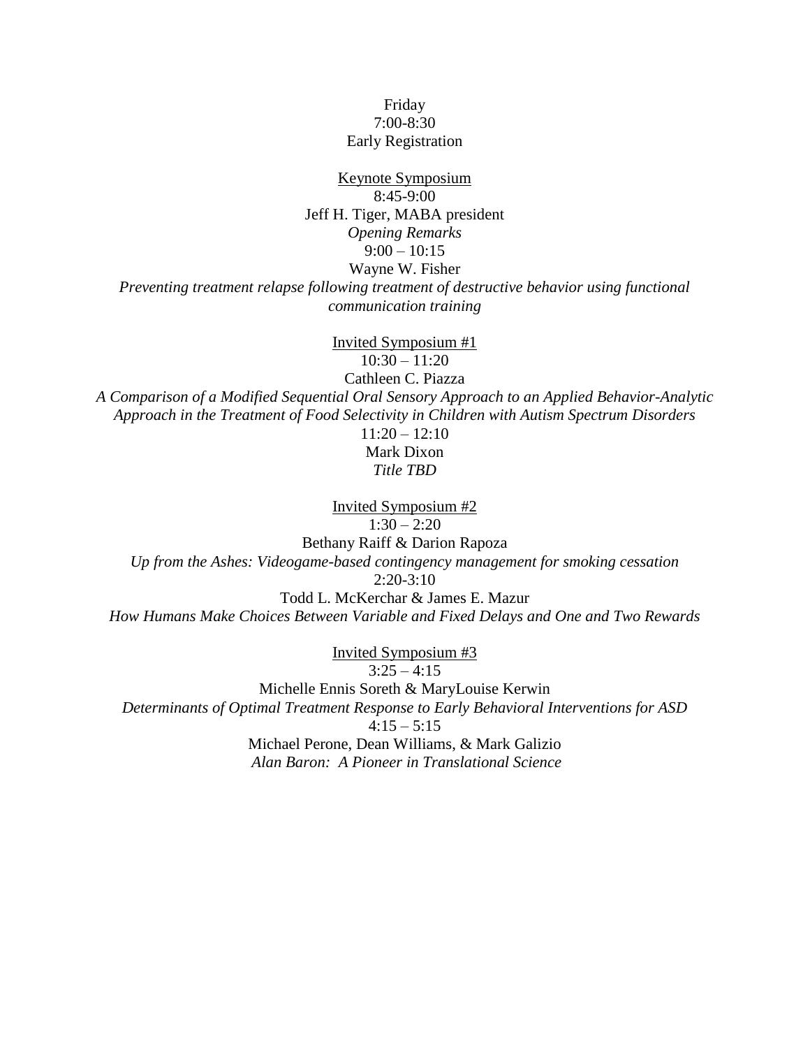Friday

7:00-8:30

Early Registration

## Keynote Symposium

8:45-9:00

Jeff H. Tiger, MABA president

*Opening Remarks*

9:00 – 10:15

Wayne W. Fisher

*Preventing treatment relapse following treatment of destructive behavior using functional communication training*

## Invited Symposium #1

10:30 – 11:20

Cathleen C. Piazza

*A Comparison of a Modified Sequential Oral Sensory Approach to an Applied Behavior-Analytic Approach in the Treatment of Food Selectivity in Children with Autism Spectrum Disorders*

11:20 – 12:10

Mark Dixon

*Title TBD*

## Invited Symposium #2

1:30 – 2:20

Bethany Raiff & Darion Rapoza

*Up from the Ashes: Videogame-based contingency management for smoking cessation*

2:20-3:10

Todd L. McKerchar & James E. Mazur

*How Humans Make Choices Between Variable and Fixed Delays and One and Two Rewards*

## Invited Symposium #3

3:25 – 4:15

Michelle Ennis Soreth & MaryLouise Kerwin

*Determinants of Optimal Treatment Response to Early Behavioral Interventions for ASD*

4:15 – 5:15

Michael Perone, Dean Williams, & Mark Galizio

*Alan Baron: A Pioneer in Translational Science*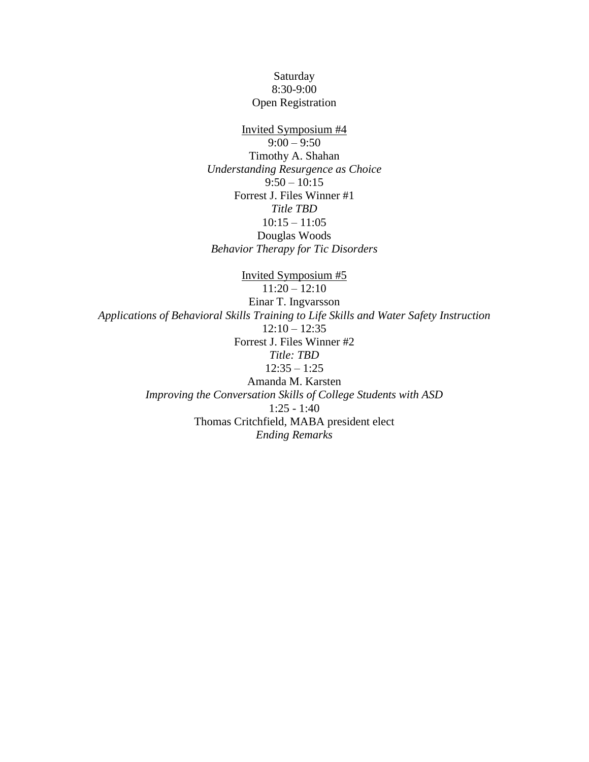Saturday
8:30-9:00
Open Registration

Invited Symposium #4
9:00 – 9:50
Timothy A. Shahan
*Understanding Resurgence as Choice*
9:50 – 10:15
Forrest J. Files Winner #1
*Title TBD*
10:15 – 11:05
Douglas Woods
*Behavior Therapy for Tic Disorders*

Invited Symposium #5
11:20 – 12:10
Einar T. Ingvarsson
*Applications of Behavioral Skills Training to Life Skills and Water Safety Instruction*
12:10 – 12:35
Forrest J. Files Winner #2
*Title: TBD*
12:35 – 1:25
Amanda M. Karsten
*Improving the Conversation Skills of College Students with ASD*
1:25 - 1:40
Thomas Critchfield, MABA president elect
*Ending Remarks*